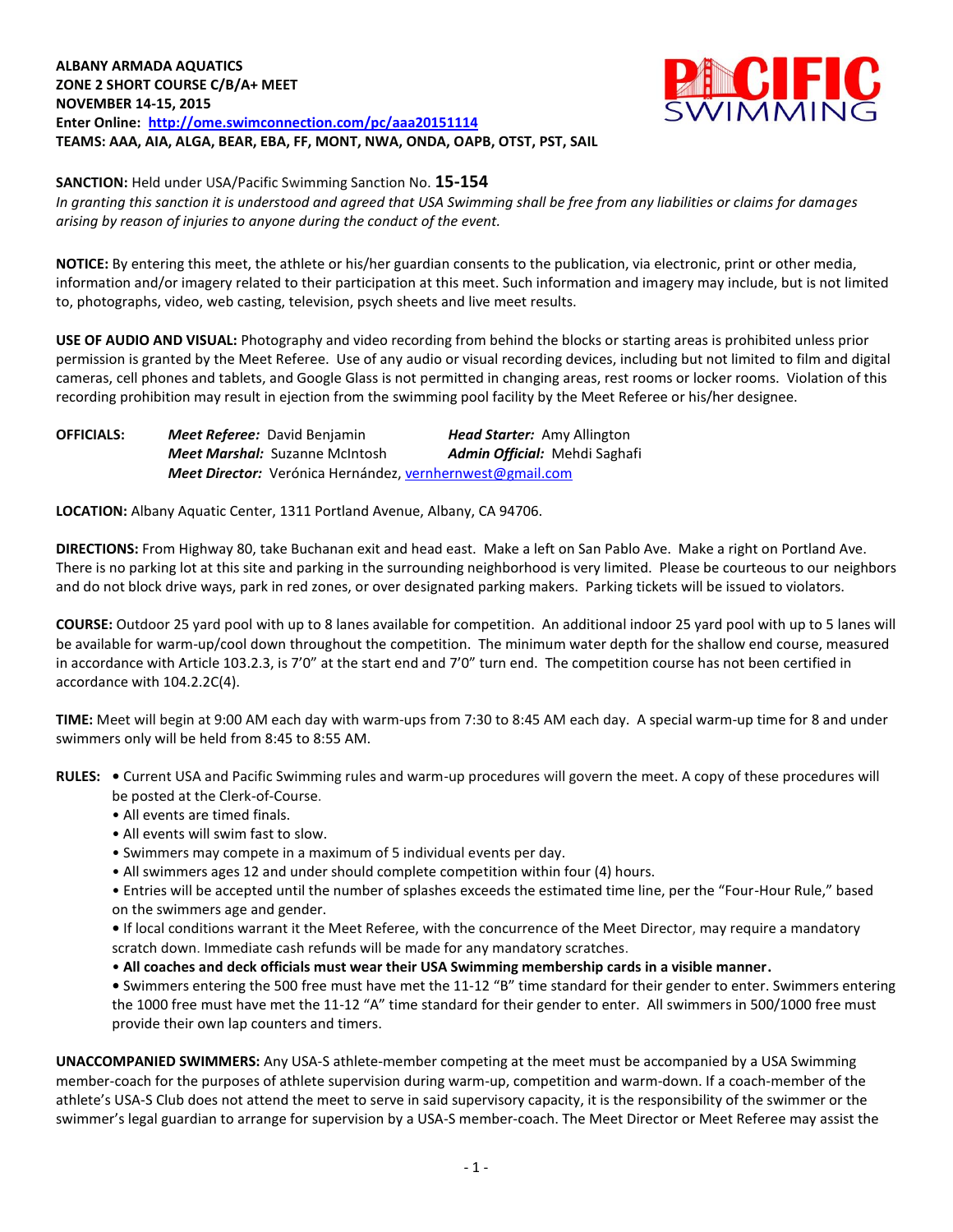**ALBANY ARMADA AQUATICS**
**ZONE 2 SHORT COURSE C/B/A+ MEET**
**NOVEMBER 14-15, 2015**
**Enter Online: [http://ome.swimconnection.com/pc/aaa20151114](http://ome.swimconnection.com/pc/aaa20151114)**
**TEAMS: AAA, AIA, ALGA, BEAR, EBA, FF, MONT, NWA, ONDA, OAPB, OTST, PST, SAIL**

**SANCTION:** Held under USA/Pacific Swimming Sanction No. **15-154**
*In granting this sanction it is understood and agreed that USA Swimming shall be free from any liabilities or claims for damages arising by reason of injuries to anyone during the conduct of the event.*

**NOTICE:** By entering this meet, the athlete or his/her guardian consents to the publication, via electronic, print or other media, information and/or imagery related to their participation at this meet. Such information and imagery may include, but is not limited to, photographs, video, web casting, television, psych sheets and live meet results.

**USE OF AUDIO AND VISUAL:** Photography and video recording from behind the blocks or starting areas is prohibited unless prior permission is granted by the Meet Referee. Use of any audio or visual recording devices, including but not limited to film and digital cameras, cell phones and tablets, and Google Glass is not permitted in changing areas, rest rooms or locker rooms. Violation of this recording prohibition may result in ejection from the swimming pool facility by the Meet Referee or his/her designee.

**OFFICIALS:**
*Meet Referee:* David Benjamin — *Head Starter:* Amy Allington
*Meet Marshal:* Suzanne McIntosh — *Admin Official:* Mehdi Saghafi
*Meet Director:* Verónica Hernández, vernhernwest@gmail.com

**LOCATION:** Albany Aquatic Center, 1311 Portland Avenue, Albany, CA 94706.

**DIRECTIONS:** From Highway 80, take Buchanan exit and head east. Make a left on San Pablo Ave. Make a right on Portland Ave. There is no parking lot at this site and parking in the surrounding neighborhood is very limited. Please be courteous to our neighbors and do not block drive ways, park in red zones, or over designated parking makers. Parking tickets will be issued to violators.

**COURSE:** Outdoor 25 yard pool with up to 8 lanes available for competition. An additional indoor 25 yard pool with up to 5 lanes will be available for warm-up/cool down throughout the competition. The minimum water depth for the shallow end course, measured in accordance with Article 103.2.3, is 7'0" at the start end and 7'0" turn end. The competition course has not been certified in accordance with 104.2.2C(4).

**TIME:** Meet will begin at 9:00 AM each day with warm-ups from 7:30 to 8:45 AM each day. A special warm-up time for 8 and under swimmers only will be held from 8:45 to 8:55 AM.

**RULES:**
- Current USA and Pacific Swimming rules and warm-up procedures will govern the meet. A copy of these procedures will be posted at the Clerk-of-Course.
- All events are timed finals.
- All events will swim fast to slow.
- Swimmers may compete in a maximum of 5 individual events per day.
- All swimmers ages 12 and under should complete competition within four (4) hours.
- Entries will be accepted until the number of splashes exceeds the estimated time line, per the "Four-Hour Rule," based on the swimmers age and gender.
- If local conditions warrant it the Meet Referee, with the concurrence of the Meet Director, may require a mandatory scratch down. Immediate cash refunds will be made for any mandatory scratches.
- **All coaches and deck officials must wear their USA Swimming membership cards in a visible manner.**
- Swimmers entering the 500 free must have met the 11-12 "B" time standard for their gender to enter. Swimmers entering the 1000 free must have met the 11-12 "A" time standard for their gender to enter. All swimmers in 500/1000 free must provide their own lap counters and timers.

**UNACCOMPANIED SWIMMERS:** Any USA-S athlete-member competing at the meet must be accompanied by a USA Swimming member-coach for the purposes of athlete supervision during warm-up, competition and warm-down. If a coach-member of the athlete's USA-S Club does not attend the meet to serve in said supervisory capacity, it is the responsibility of the swimmer or the swimmer's legal guardian to arrange for supervision by a USA-S member-coach. The Meet Director or Meet Referee may assist the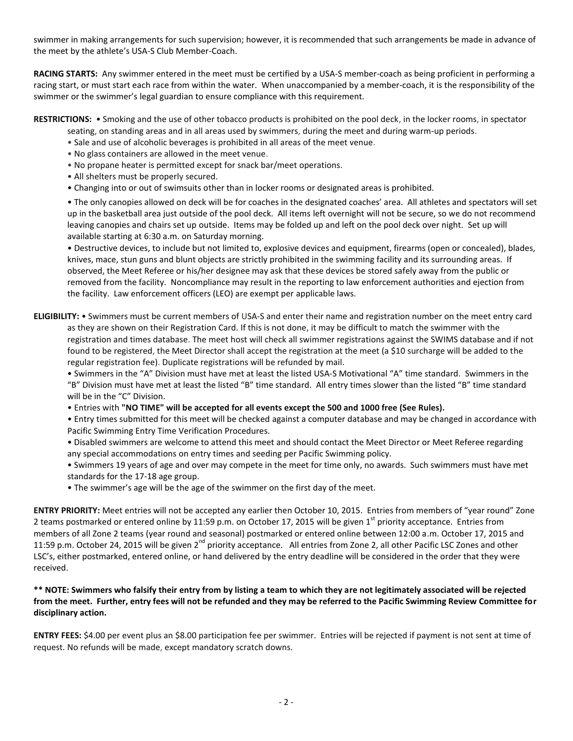swimmer in making arrangements for such supervision; however, it is recommended that such arrangements be made in advance of the meet by the athlete's USA-S Club Member-Coach.

**RACING STARTS:** Any swimmer entered in the meet must be certified by a USA-S member-coach as being proficient in performing a racing start, or must start each race from within the water. When unaccompanied by a member-coach, it is the responsibility of the swimmer or the swimmer's legal guardian to ensure compliance with this requirement.

**RESTRICTIONS:**
- Smoking and the use of other tobacco products is prohibited on the pool deck, in the locker rooms, in spectator seating, on standing areas and in all areas used by swimmers, during the meet and during warm-up periods.
- Sale and use of alcoholic beverages is prohibited in all areas of the meet venue.
- No glass containers are allowed in the meet venue.
- No propane heater is permitted except for snack bar/meet operations.
- All shelters must be properly secured.
- Changing into or out of swimsuits other than in locker rooms or designated areas is prohibited.
- The only canopies allowed on deck will be for coaches in the designated coaches' area. All athletes and spectators will set up in the basketball area just outside of the pool deck. All items left overnight will not be secure, so we do not recommend leaving canopies and chairs set up outside. Items may be folded up and left on the pool deck over night. Set up will available starting at 6:30 a.m. on Saturday morning.
- Destructive devices, to include but not limited to, explosive devices and equipment, firearms (open or concealed), blades, knives, mace, stun guns and blunt objects are strictly prohibited in the swimming facility and its surrounding areas. If observed, the Meet Referee or his/her designee may ask that these devices be stored safely away from the public or removed from the facility. Noncompliance may result in the reporting to law enforcement authorities and ejection from the facility. Law enforcement officers (LEO) are exempt per applicable laws.

**ELIGIBILITY:**
- Swimmers must be current members of USA-S and enter their name and registration number on the meet entry card as they are shown on their Registration Card. If this is not done, it may be difficult to match the swimmer with the registration and times database. The meet host will check all swimmer registrations against the SWIMS database and if not found to be registered, the Meet Director shall accept the registration at the meet (a $10 surcharge will be added to the regular registration fee). Duplicate registrations will be refunded by mail.
- Swimmers in the "A" Division must have met at least the listed USA-S Motivational "A" time standard. Swimmers in the "B" Division must have met at least the listed "B" time standard. All entry times slower than the listed "B" time standard will be in the "C" Division.
- Entries with **"NO TIME" will be accepted for all events except the 500 and 1000 free (See Rules).**
- Entry times submitted for this meet will be checked against a computer database and may be changed in accordance with Pacific Swimming Entry Time Verification Procedures.
- Disabled swimmers are welcome to attend this meet and should contact the Meet Director or Meet Referee regarding any special accommodations on entry times and seeding per Pacific Swimming policy.
- Swimmers 19 years of age and over may compete in the meet for time only, no awards. Such swimmers must have met standards for the 17-18 age group.
- The swimmer's age will be the age of the swimmer on the first day of the meet.

**ENTRY PRIORITY:** Meet entries will not be accepted any earlier then October 10, 2015. Entries from members of "year round" Zone 2 teams postmarked or entered online by 11:59 p.m. on October 17, 2015 will be given 1st priority acceptance. Entries from members of all Zone 2 teams (year round and seasonal) postmarked or entered online between 12:00 a.m. October 17, 2015 and 11:59 p.m. October 24, 2015 will be given 2nd priority acceptance. All entries from Zone 2, all other Pacific LSC Zones and other LSC's, either postmarked, entered online, or hand delivered by the entry deadline will be considered in the order that they were received.

**** NOTE: Swimmers who falsify their entry from by listing a team to which they are not legitimately associated will be rejected from the meet. Further, entry fees will not be refunded and they may be referred to the Pacific Swimming Review Committee for disciplinary action.**

**ENTRY FEES:** $4.00 per event plus an $8.00 participation fee per swimmer. Entries will be rejected if payment is not sent at time of request. No refunds will be made, except mandatory scratch downs.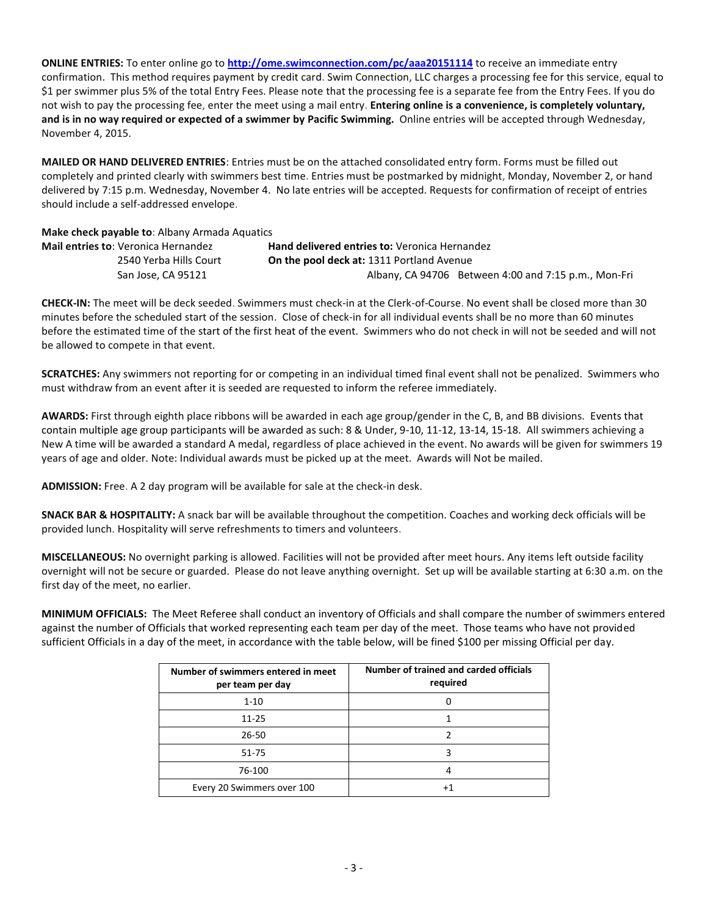**ONLINE ENTRIES:** To enter online go to **http://ome.swimconnection.com/pc/aaa20151114** to receive an immediate entry confirmation. This method requires payment by credit card. Swim Connection, LLC charges a processing fee for this service, equal to $1 per swimmer plus 5% of the total Entry Fees. Please note that the processing fee is a separate fee from the Entry Fees. If you do not wish to pay the processing fee, enter the meet using a mail entry. **Entering online is a convenience, is completely voluntary, and is in no way required or expected of a swimmer by Pacific Swimming.** Online entries will be accepted through Wednesday, November 4, 2015.

**MAILED OR HAND DELIVERED ENTRIES**: Entries must be on the attached consolidated entry form. Forms must be filled out completely and printed clearly with swimmers best time. Entries must be postmarked by midnight, Monday, November 2, or hand delivered by 7:15 p.m. Wednesday, November 4. No late entries will be accepted. Requests for confirmation of receipt of entries should include a self-addressed envelope.

**Make check payable to**: Albany Armada Aquatics

**Mail entries to**: Veronica Hernandez
2540 Yerba Hills Court
San Jose, CA 95121

**Hand delivered entries to:** Veronica Hernandez
**On the pool deck at:** 1311 Portland Avenue
Albany, CA 94706 Between 4:00 and 7:15 p.m., Mon-Fri

**CHECK-IN:** The meet will be deck seeded. Swimmers must check-in at the Clerk-of-Course. No event shall be closed more than 30 minutes before the scheduled start of the session. Close of check-in for all individual events shall be no more than 60 minutes before the estimated time of the start of the first heat of the event. Swimmers who do not check in will not be seeded and will not be allowed to compete in that event.

**SCRATCHES:** Any swimmers not reporting for or competing in an individual timed final event shall not be penalized. Swimmers who must withdraw from an event after it is seeded are requested to inform the referee immediately.

**AWARDS:** First through eighth place ribbons will be awarded in each age group/gender in the C, B, and BB divisions. Events that contain multiple age group participants will be awarded as such: 8 & Under, 9-10, 11-12, 13-14, 15-18. All swimmers achieving a New A time will be awarded a standard A medal, regardless of place achieved in the event. No awards will be given for swimmers 19 years of age and older. Note: Individual awards must be picked up at the meet. Awards will Not be mailed.

**ADMISSION:** Free. A 2 day program will be available for sale at the check-in desk.

**SNACK BAR & HOSPITALITY:** A snack bar will be available throughout the competition. Coaches and working deck officials will be provided lunch. Hospitality will serve refreshments to timers and volunteers.

**MISCELLANEOUS:** No overnight parking is allowed. Facilities will not be provided after meet hours. Any items left outside facility overnight will not be secure or guarded. Please do not leave anything overnight. Set up will be available starting at 6:30 a.m. on the first day of the meet, no earlier.

**MINIMUM OFFICIALS:** The Meet Referee shall conduct an inventory of Officials and shall compare the number of swimmers entered against the number of Officials that worked representing each team per day of the meet. Those teams who have not provided sufficient Officials in a day of the meet, in accordance with the table below, will be fined $100 per missing Official per day.

| Number of swimmers entered in meet per team per day | Number of trained and carded officials required |
|---|---|
| 1-10 | 0 |
| 11-25 | 1 |
| 26-50 | 2 |
| 51-75 | 3 |
| 76-100 | 4 |
| Every 20 Swimmers over 100 | +1 |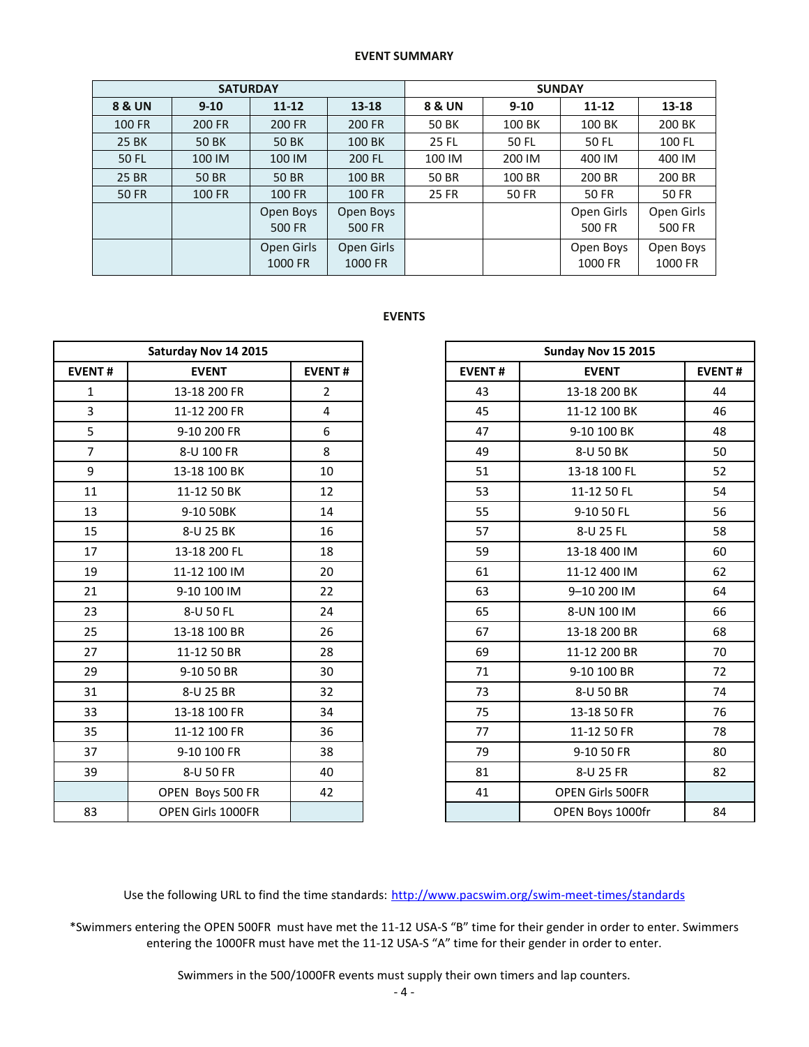**EVENT SUMMARY**

| SATURDAY | | | | SUNDAY | | | |
|---|---|---|---|---|---|---|---|
| **8 & UN** | **9-10** | **11-12** | **13-18** | **8 & UN** | **9-10** | **11-12** | **13-18** |
| 100 FR | 200 FR | 200 FR | 200 FR | 50 BK | 100 BK | 100 BK | 200 BK |
| 25 BK | 50 BK | 50 BK | 100 BK | 25 FL | 50 FL | 50 FL | 100 FL |
| 50 FL | 100 IM | 100 IM | 200 FL | 100 IM | 200 IM | 400 IM | 400 IM |
| 25 BR | 50 BR | 50 BR | 100 BR | 50 BR | 100 BR | 200 BR | 200 BR |
| 50 FR | 100 FR | 100 FR | 100 FR | 25 FR | 50 FR | 50 FR | 50 FR |
| | | Open Boys 500 FR | Open Boys 500 FR | | | Open Girls 500 FR | Open Girls 500 FR |
| | | Open Girls 1000 FR | Open Girls 1000 FR | | | Open Boys 1000 FR | Open Boys 1000 FR |

**EVENTS**

| Saturday Nov 14 2015 | | |
|---|---|---|
| **EVENT #** | **EVENT** | **EVENT #** |
| 1 | 13-18 200 FR | 2 |
| 3 | 11-12 200 FR | 4 |
| 5 | 9-10 200 FR | 6 |
| 7 | 8-U 100 FR | 8 |
| 9 | 13-18 100 BK | 10 |
| 11 | 11-12 50 BK | 12 |
| 13 | 9-10 50BK | 14 |
| 15 | 8-U 25 BK | 16 |
| 17 | 13-18 200 FL | 18 |
| 19 | 11-12 100 IM | 20 |
| 21 | 9-10 100 IM | 22 |
| 23 | 8-U 50 FL | 24 |
| 25 | 13-18 100 BR | 26 |
| 27 | 11-12 50 BR | 28 |
| 29 | 9-10 50 BR | 30 |
| 31 | 8-U 25 BR | 32 |
| 33 | 13-18 100 FR | 34 |
| 35 | 11-12 100 FR | 36 |
| 37 | 9-10 100 FR | 38 |
| 39 | 8-U 50 FR | 40 |
| | OPEN Boys 500 FR | 42 |
| 83 | OPEN Girls 1000FR | |

| Sunday Nov 15 2015 | | |
|---|---|---|
| **EVENT #** | **EVENT** | **EVENT #** |
| 43 | 13-18 200 BK | 44 |
| 45 | 11-12 100 BK | 46 |
| 47 | 9-10 100 BK | 48 |
| 49 | 8-U 50 BK | 50 |
| 51 | 13-18 100 FL | 52 |
| 53 | 11-12 50 FL | 54 |
| 55 | 9-10 50 FL | 56 |
| 57 | 8-U 25 FL | 58 |
| 59 | 13-18 400 IM | 60 |
| 61 | 11-12 400 IM | 62 |
| 63 | 9–10 200 IM | 64 |
| 65 | 8-UN 100 IM | 66 |
| 67 | 13-18 200 BR | 68 |
| 69 | 11-12 200 BR | 70 |
| 71 | 9-10 100 BR | 72 |
| 73 | 8-U 50 BR | 74 |
| 75 | 13-18 50 FR | 76 |
| 77 | 11-12 50 FR | 78 |
| 79 | 9-10 50 FR | 80 |
| 81 | 8-U 25 FR | 82 |
| 41 | OPEN Girls 500FR | |
| | OPEN Boys 1000fr | 84 |

Use the following URL to find the time standards: http://www.pacswim.org/swim-meet-times/standards

*Swimmers entering the OPEN 500FR must have met the 11-12 USA-S "B" time for their gender in order to enter. Swimmers entering the 1000FR must have met the 11-12 USA-S "A" time for their gender in order to enter.

Swimmers in the 500/1000FR events must supply their own timers and lap counters.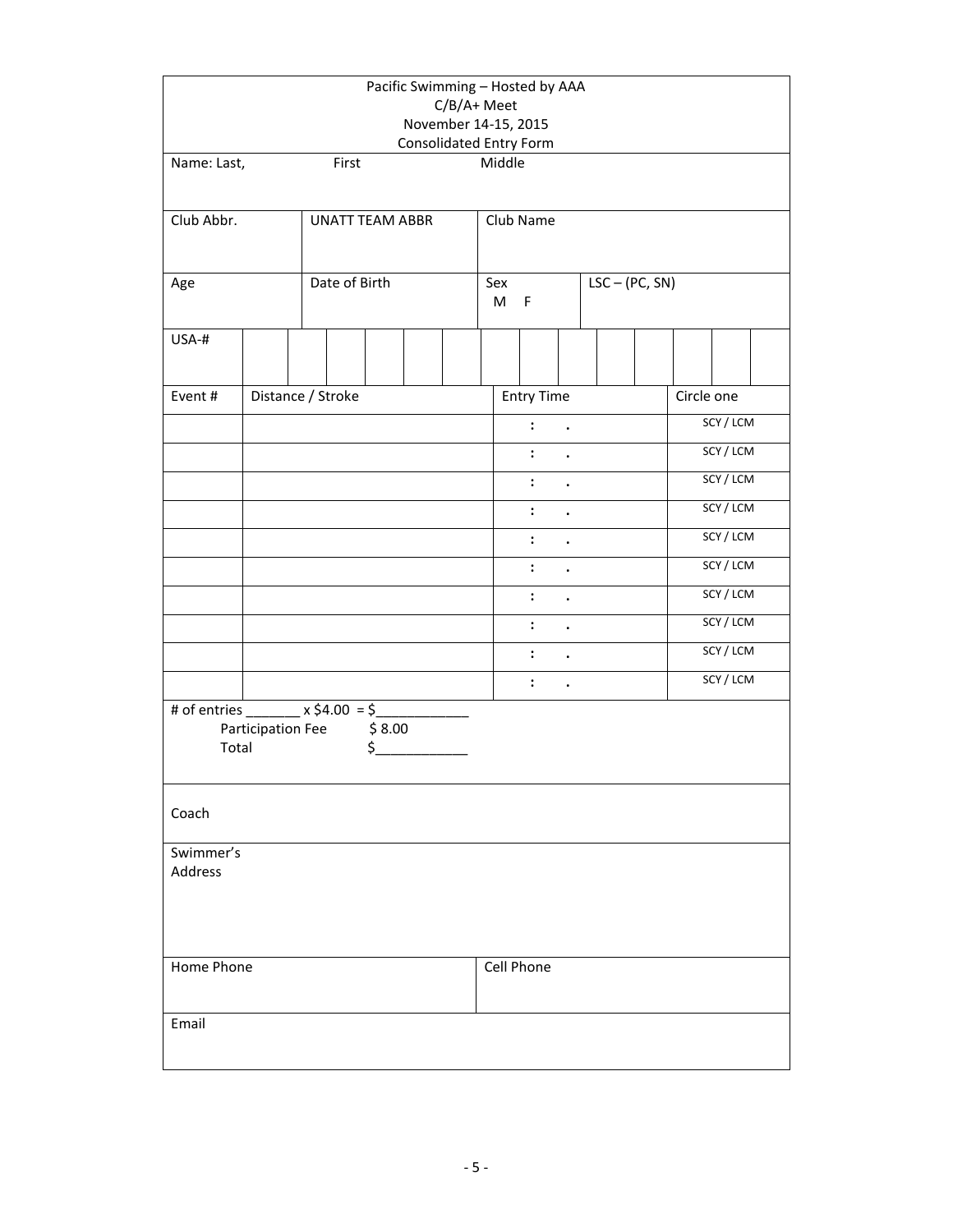Pacific Swimming – Hosted by AAA
C/B/A+ Meet
November 14-15, 2015
Consolidated Entry Form

| | | | |
|---|---|---|---|
| Name: Last, First | | Middle | |
| Club Abbr. | UNATT TEAM ABBR | Club Name | |
| Age | Date of Birth | Sex<br>M F | LSC – (PC, SN) |
| USA-# | | | |

| Event # | Distance / Stroke | Entry Time | Circle one |
|---|---|---|---|
| | | : . | SCY / LCM |
| | | : . | SCY / LCM |
| | | : . | SCY / LCM |
| | | : . | SCY / LCM |
| | | : . | SCY / LCM |
| | | : . | SCY / LCM |
| | | : . | SCY / LCM |
| | | : . | SCY / LCM |
| | | : . | SCY / LCM |
| | | : . | SCY / LCM |

# of entries _______ x $4.00 = $____________
Participation Fee $ 8.00
Total $____________

Coach

Swimmer's Address

| | |
|---|---|
| Home Phone | Cell Phone |

Email